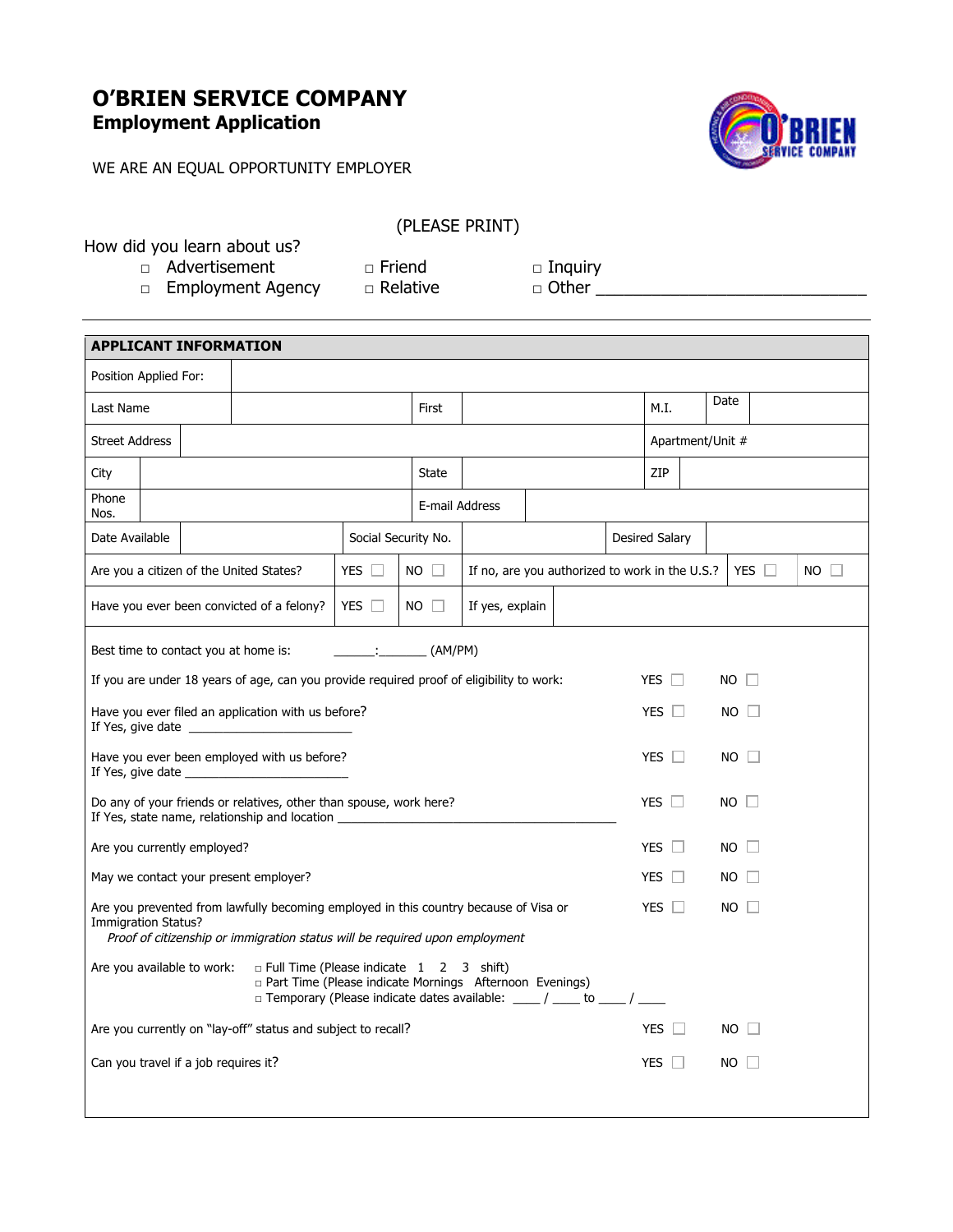# O'BRIEN SERVICE COMPANY
## Employment Application

WE ARE AN EQUAL OPPORTUNITY EMPLOYER

(PLEASE PRINT)

How did you learn about us?

- ☐ Advertisement ☐ Friend ☐ Inquiry
- ☐ Employment Agency ☐ Relative ☐ Other ______________________________

---

| APPLICANT INFORMATION | | | | | | | | |
|---|---|---|---|---|---|---|---|---|
| Position Applied For: | | | | | | | | |
| Last Name | | First | | M.I. | | Date | | |
| Street Address | | | | Apartment/Unit # | | | | |
| City | | State | | ZIP | | | | |
| Phone Nos. | | E-mail Address | | | | | | |
| Date Available | | Social Security No. | | Desired Salary | | | | |
| Are you a citizen of the United States? | YES ☐ | NO ☐ | If no, are you authorized to work in the U.S.? | YES ☐ | NO ☐ | | | |
| Have you ever been convicted of a felony? | YES ☐ | NO ☐ | If yes, explain | | | | | |

Best time to contact you at home is: ______:_______ (AM/PM)

| | | |
|---|---|---|
| If you are under 18 years of age, can you provide required proof of eligibility to work: | YES ☐ | NO ☐ |
| Have you ever filed an application with us before?<br>If Yes, give date ________________________ | YES ☐ | NO ☐ |
| Have you ever been employed with us before?<br>If Yes, give date ________________________ | YES ☐ | NO ☐ |
| Do any of your friends or relatives, other than spouse, work here?<br>If Yes, state name, relationship and location ________________________________________ | YES ☐ | NO ☐ |
| Are you currently employed? | YES ☐ | NO ☐ |
| May we contact your present employer? | YES ☐ | NO ☐ |
| Are you prevented from lawfully becoming employed in this country because of Visa or Immigration Status?<br>*Proof of citizenship or immigration status will be required upon employment* | YES ☐ | NO ☐ |

Are you available to work:
- ☐ Full Time (Please indicate 1 2 3 shift)
- ☐ Part Time (Please indicate Mornings Afternoon Evenings)
- ☐ Temporary (Please indicate dates available: ____ / ____ to ____ / ____

| | | |
|---|---|---|
| Are you currently on "lay-off" status and subject to recall? | YES ☐ | NO ☐ |
| Can you travel if a job requires it? | YES ☐ | NO ☐ |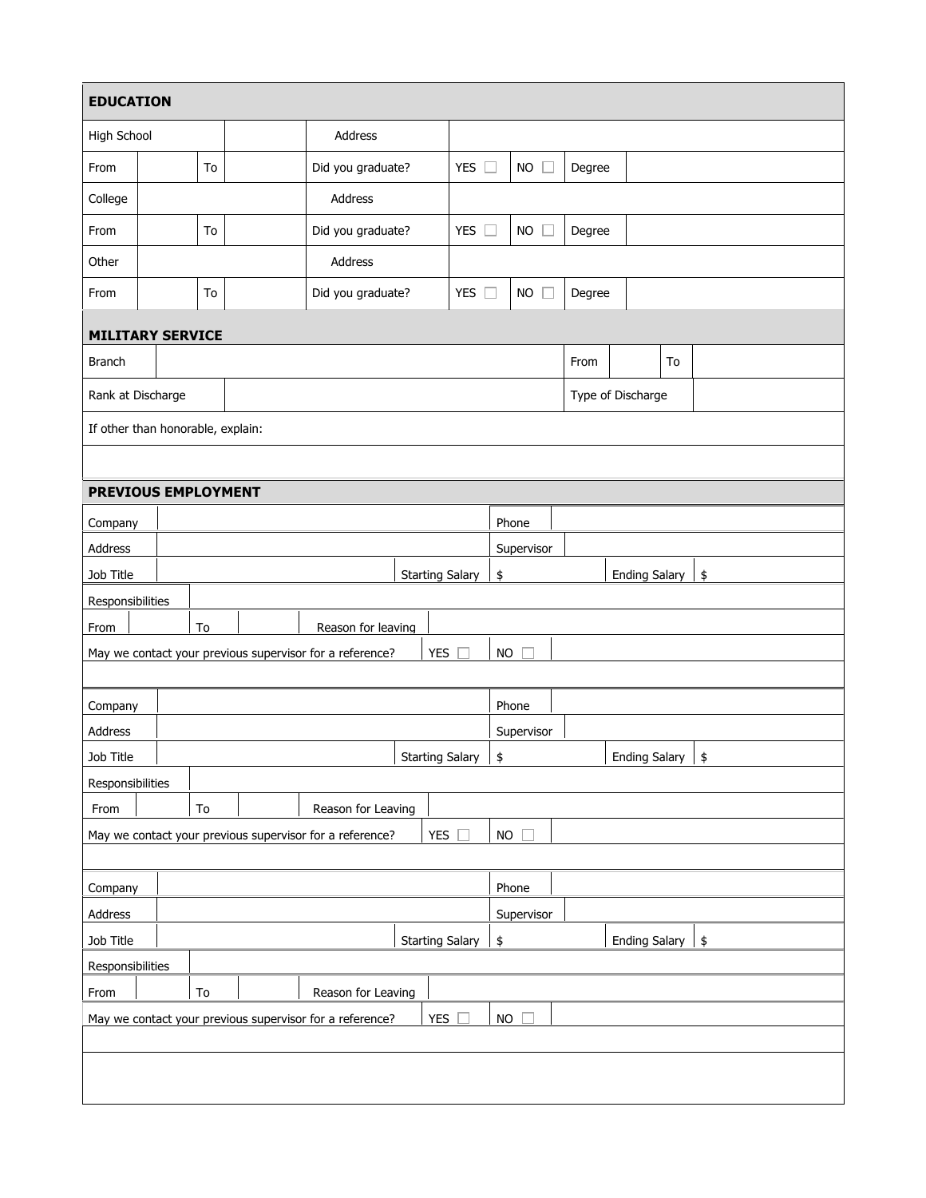## EDUCATION

| | | | | | | | | |
|---|---|---|---|---|---|---|---|---|
| High School | | | | Address | | | | |
| From | | To | | Did you graduate? | YES ☐ | NO ☐ | Degree | |
| College | | | | Address | | | | |
| From | | To | | Did you graduate? | YES ☐ | NO ☐ | Degree | |
| Other | | | | Address | | | | |
| From | | To | | Did you graduate? | YES ☐ | NO ☐ | Degree | |

## MILITARY SERVICE

| | | | | | |
|---|---|---|---|---|---|
| Branch | | From | | To | |
| Rank at Discharge | | Type of Discharge | | | |
| If other than honorable, explain: | | | | | |
| | | | | | |

## PREVIOUS EMPLOYMENT

| | | | | | |
|---|---|---|---|---|---|
| Company | | Phone | | | |
| Address | | Supervisor | | | |
| Job Title | | Starting Salary | $ | Ending Salary | $ |
| Responsibilities | | | | | |
| From | To | Reason for leaving | | | |
| May we contact your previous supervisor for a reference? | YES ☐ | NO ☐ | | | |

| | | | | | |
|---|---|---|---|---|---|
| Company | | Phone | | | |
| Address | | Supervisor | | | |
| Job Title | | Starting Salary | $ | Ending Salary | $ |
| Responsibilities | | | | | |
| From | To | Reason for Leaving | | | |
| May we contact your previous supervisor for a reference? | YES ☐ | NO ☐ | | | |

| | | | | | |
|---|---|---|---|---|---|
| Company | | Phone | | | |
| Address | | Supervisor | | | |
| Job Title | | Starting Salary | $ | Ending Salary | $ |
| Responsibilities | | | | | |
| From | To | Reason for Leaving | | | |
| May we contact your previous supervisor for a reference? | YES ☐ | NO ☐ | | | |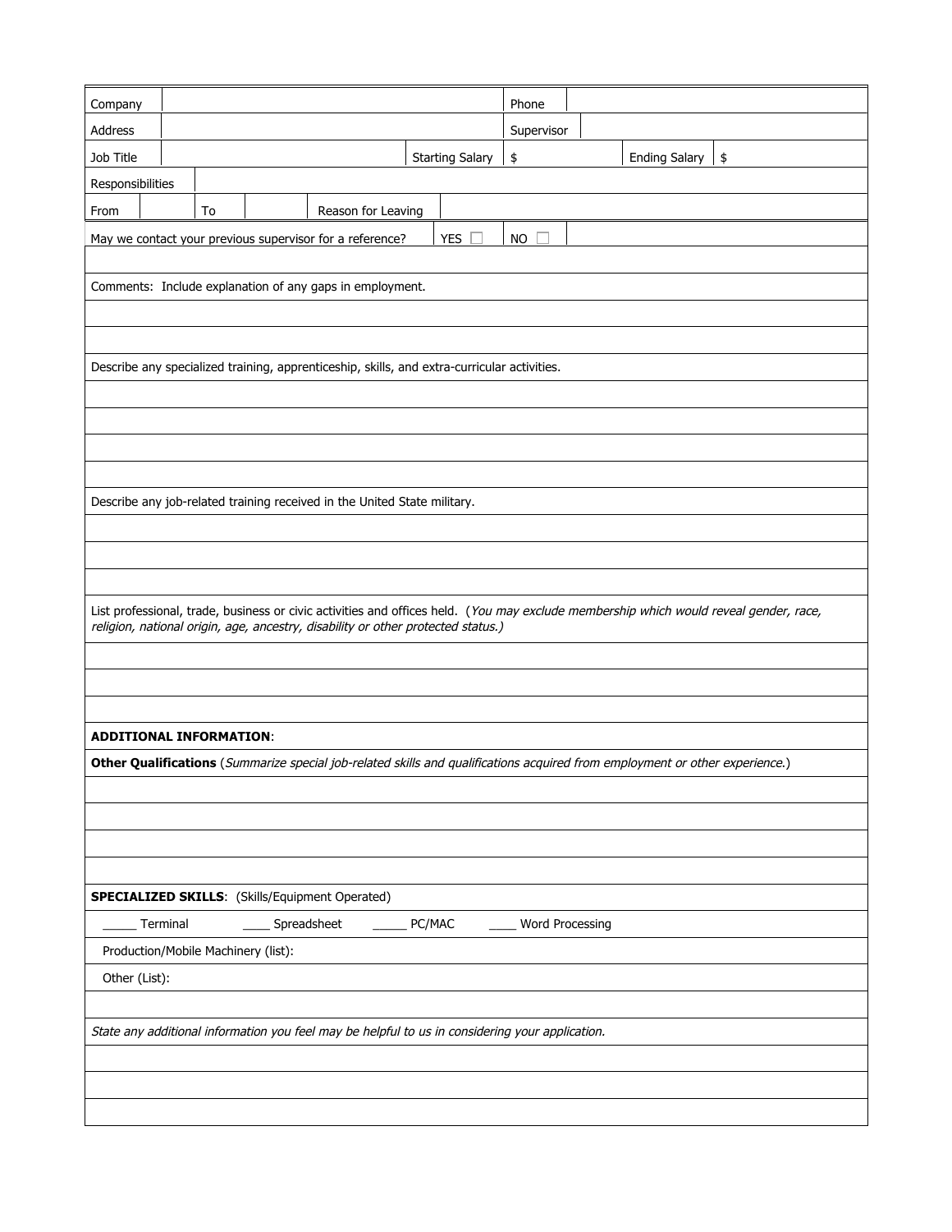| Company | | Phone | |
|---|---|---|---|
| Address | | Supervisor | |

| Job Title | | Starting Salary | $ | Ending Salary | $ |
|---|---|---|---|---|---|

| Responsibilities | |
|---|---|

| From | | To | | Reason for Leaving | |
|---|---|---|---|---|---|

May we contact your previous supervisor for a reference? YES ☐ NO ☐

Comments: Include explanation of any gaps in employment.

Describe any specialized training, apprenticeship, skills, and extra-curricular activities.

Describe any job-related training received in the United State military.

List professional, trade, business or civic activities and offices held. (*You may exclude membership which would reveal gender, race, religion, national origin, age, ancestry, disability or other protected status.)*

**ADDITIONAL INFORMATION**:

**Other Qualifications** (*Summarize special job-related skills and qualifications acquired from employment or other experience.*)

**SPECIALIZED SKILLS**: (Skills/Equipment Operated)

_____ Terminal ____ Spreadsheet _____ PC/MAC ____ Word Processing

Production/Mobile Machinery (list):

Other (List):

*State any additional information you feel may be helpful to us in considering your application.*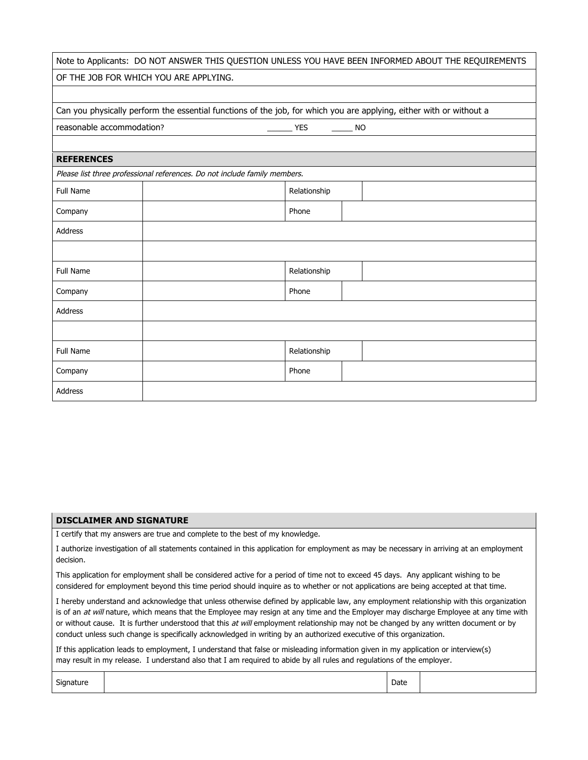| |
|---|
| Note to Applicants: DO NOT ANSWER THIS QUESTION UNLESS YOU HAVE BEEN INFORMED ABOUT THE REQUIREMENTS |
| OF THE JOB FOR WHICH YOU ARE APPLYING. |
| |
| Can you physically perform the essential functions of the job, for which you are applying, either with or without a |
| reasonable accommodation? ______ YES _____ NO |

## REFERENCES

*Please list three professional references. Do not include family members.*

| | | | |
|---|---|---|---|
| Full Name | | Relationship | |
| Company | | Phone | |
| Address | | | |
| | | | |
| Full Name | | Relationship | |
| Company | | Phone | |
| Address | | | |
| | | | |
| Full Name | | Relationship | |
| Company | | Phone | |
| Address | | | |

## DISCLAIMER AND SIGNATURE

I certify that my answers are true and complete to the best of my knowledge.

I authorize investigation of all statements contained in this application for employment as may be necessary in arriving at an employment decision.

This application for employment shall be considered active for a period of time not to exceed 45 days. Any applicant wishing to be considered for employment beyond this time period should inquire as to whether or not applications are being accepted at that time.

I hereby understand and acknowledge that unless otherwise defined by applicable law, any employment relationship with this organization is of an *at will* nature, which means that the Employee may resign at any time and the Employer may discharge Employee at any time with or without cause. It is further understood that this *at will* employment relationship may not be changed by any written document or by conduct unless such change is specifically acknowledged in writing by an authorized executive of this organization.

If this application leads to employment, I understand that false or misleading information given in my application or interview(s) may result in my release. I understand also that I am required to abide by all rules and regulations of the employer.

| | | | |
|---|---|---|---|
| Signature | | Date | |